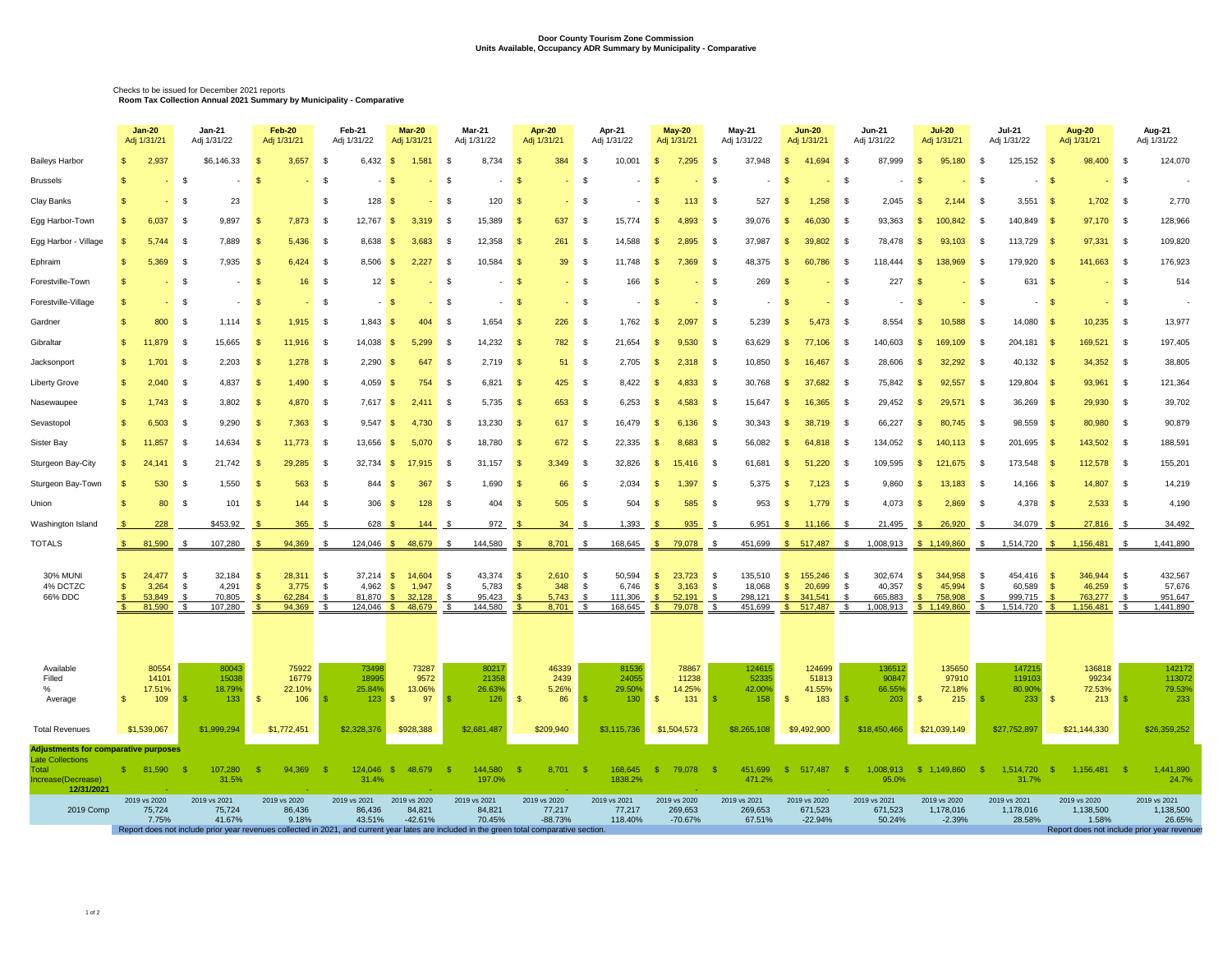**Door County Tourism Zone Commission**
**Units Available, Occupancy ADR Summary by Municipality - Comparative**

Checks to be issued for December 2021 reports
**Room Tax Collection Annual 2021 Summary by Municipality - Comparative**

| | Jan-20 Adj 1/31/21 | Jan-21 Adj 1/31/22 | Feb-20 Adj 1/31/21 | Feb-21 Adj 1/31/22 | Mar-20 Adj 1/31/21 | Mar-21 Adj 1/31/22 | Apr-20 Adj 1/31/21 | Apr-21 Adj 1/31/22 | May-20 Adj 1/31/21 | May-21 Adj 1/31/22 | Jun-20 Adj 1/31/21 | Jun-21 Adj 1/31/22 | Jul-20 Adj 1/31/21 | Jul-21 Adj 1/31/22 | Aug-20 Adj 1/31/21 | Aug-21 Adj 1/31/22 |
|---|---|---|---|---|---|---|---|---|---|---|---|---|---|---|---|---|
| Baileys Harbor | $ 2,937 | $6,146.33 | $ 3,657 | $ 6,432 | $ 1,581 | $ 8,734 | $ 384 | $ 10,001 | $ 7,295 | $ 37,948 | $ 41,694 | $ 87,999 | $ 95,180 | $ 125,152 | $ 98,400 | $ 124,070 |
| Brussels | $ - | $ - | $ - | $ - | $ - | $ - | $ - | $ - | $ - | $ - | $ - | $ - | $ - | $ - | $ - | $ - |
| Clay Banks | $ - | $ 23 | | $ 128 | $ - | $ 120 | $ - | $ - | $ 113 | $ 527 | $ 1,258 | $ 2,045 | $ 2,144 | $ 3,551 | $ 1,702 | $ 2,770 |
| Egg Harbor-Town | $ 6,037 | $ 9,897 | $ 7,873 | $ 12,767 | $ 3,319 | $ 15,389 | $ 637 | $ 15,774 | $ 4,893 | $ 39,076 | $ 46,030 | $ 93,363 | $ 100,842 | $ 140,849 | $ 97,170 | $ 128,966 |
| Egg Harbor - Village | $ 5,744 | $ 7,889 | $ 5,436 | $ 8,638 | $ 3,683 | $ 12,358 | $ 261 | $ 14,588 | $ 2,895 | $ 37,987 | $ 39,802 | $ 78,478 | $ 93,103 | $ 113,729 | $ 97,331 | $ 109,820 |
| Ephraim | $ 5,369 | $ 7,935 | $ 6,424 | $ 8,506 | $ 2,227 | $ 10,584 | $ 39 | $ 11,748 | $ 7,369 | $ 48,375 | $ 60,786 | $ 118,444 | $ 138,969 | $ 179,920 | $ 141,663 | $ 176,923 |
| Forestville-Town | $ - | $ - | $ 16 | $ 12 | $ - | $ - | $ - | $ 166 | $ - | $ 269 | $ - | $ 227 | $ - | $ 631 | $ - | $ 514 |
| Forestville-Village | $ - | $ - | $ - | $ - | $ - | $ - | $ - | $ - | $ - | $ - | $ - | $ - | $ - | $ - | $ - | $ - |
| Gardner | $ 800 | $ 1,114 | $ 1,915 | $ 1,843 | $ 404 | $ 1,654 | $ 226 | $ 1,762 | $ 2,097 | $ 5,239 | $ 5,473 | $ 8,554 | $ 10,588 | $ 14,080 | $ 10,235 | $ 13,977 |
| Gibraltar | $ 11,879 | $ 15,665 | $ 11,916 | $ 14,038 | $ 5,299 | $ 14,232 | $ 782 | $ 21,654 | $ 9,530 | $ 63,629 | $ 77,106 | $ 140,603 | $ 169,109 | $ 204,181 | $ 169,521 | $ 197,405 |
| Jacksonport | $ 1,701 | $ 2,203 | $ 1,278 | $ 2,290 | $ 647 | $ 2,719 | $ 51 | $ 2,705 | $ 2,318 | $ 10,850 | $ 16,467 | $ 28,606 | $ 32,292 | $ 40,132 | $ 34,352 | $ 38,805 |
| Liberty Grove | $ 2,040 | $ 4,837 | $ 1,490 | $ 4,059 | $ 754 | $ 6,821 | $ 425 | $ 8,422 | $ 4,833 | $ 30,768 | $ 37,682 | $ 75,842 | $ 92,557 | $ 129,804 | $ 93,961 | $ 121,364 |
| Nasewaupee | $ 1,743 | $ 3,802 | $ 4,870 | $ 7,617 | $ 2,411 | $ 5,735 | $ 653 | $ 6,253 | $ 4,583 | $ 15,647 | $ 16,365 | $ 29,452 | $ 29,571 | $ 36,269 | $ 29,930 | $ 39,702 |
| Sevastopol | $ 6,503 | $ 9,290 | $ 7,363 | $ 9,547 | $ 4,730 | $ 13,230 | $ 617 | $ 16,479 | $ 6,136 | $ 30,343 | $ 38,719 | $ 66,227 | $ 80,745 | $ 98,559 | $ 80,980 | $ 90,879 |
| Sister Bay | $ 11,857 | $ 14,634 | $ 11,773 | $ 13,656 | $ 5,070 | $ 18,780 | $ 672 | $ 22,335 | $ 8,683 | $ 56,082 | $ 64,818 | $ 134,052 | $ 140,113 | $ 201,695 | $ 143,502 | $ 188,591 |
| Sturgeon Bay-City | $ 24,141 | $ 21,742 | $ 29,285 | $ 32,734 | $ 17,915 | $ 31,157 | $ 3,349 | $ 32,826 | $ 15,416 | $ 61,681 | $ 51,220 | $ 109,595 | $ 121,675 | $ 173,548 | $ 112,578 | $ 155,201 |
| Sturgeon Bay-Town | $ 530 | $ 1,550 | $ 563 | $ 844 | $ 367 | $ 1,690 | $ 66 | $ 2,034 | $ 1,397 | $ 5,375 | $ 7,123 | $ 9,860 | $ 13,183 | $ 14,166 | $ 14,807 | $ 14,219 |
| Union | $ 80 | $ 101 | $ 144 | $ 306 | $ 128 | $ 404 | $ 505 | $ 504 | $ 585 | $ 953 | $ 1,779 | $ 4,073 | $ 2,869 | $ 4,378 | $ 2,533 | $ 4,190 |
| Washington Island | $ 228 | $453.92 | $ 365 | $ 628 | $ 144 | $ 972 | $ 34 | $ 1,393 | $ 935 | $ 6,951 | $ 11,166 | $ 21,495 | $ 26,920 | $ 34,079 | $ 27,816 | $ 34,492 |
| TOTALS | $ 81,590 | $ 107,280 | $ 94,369 | $ 124,046 | $ 48,679 | $ 144,580 | $ 8,701 | $ 168,645 | $ 79,078 | $ 451,699 | $ 517,487 | $ 1,008,913 | $ 1,149,860 | $ 1,514,720 | $ 1,156,481 | $ 1,441,890 |
| 30% MUNI | $ 24,477 | $ 32,184 | $ 28,311 | $ 37,214 | $ 14,604 | $ 43,374 | $ 2,610 | $ 50,594 | $ 23,723 | $ 135,510 | $ 155,246 | $ 302,674 | $ 344,958 | $ 454,416 | $ 346,944 | $ 432,567 |
| 4% DCTZC | $ 3,264 | $ 4,291 | $ 3,775 | $ 4,962 | $ 1,947 | $ 5,783 | $ 348 | $ 6,746 | $ 3,163 | $ 18,068 | $ 20,699 | $ 40,357 | $ 45,994 | $ 60,589 | $ 46,259 | $ 57,676 |
| 66% DDC | $ 53,849 | $ 70,805 | $ 62,284 | $ 81,870 | $ 32,128 | $ 95,423 | $ 5,743 | $ 111,306 | $ 52,191 | $ 298,121 | $ 341,541 | $ 665,883 | $ 758,908 | $ 999,715 | $ 763,277 | $ 951,647 |
| | $ 81,590 | $ 107,280 | $ 94,369 | $ 124,046 | $ 48,679 | $ 144,580 | $ 8,701 | $ 168,645 | $ 79,078 | $ 451,699 | $ 517,487 | $ 1,008,913 | $ 1,149,860 | $ 1,514,720 | $ 1,156,481 | $ 1,441,890 |
| Available | 80554 | 80043 | 75922 | 73498 | 73287 | 80217 | 46339 | 81536 | 78867 | 124615 | 124699 | 136512 | 135650 | 147215 | 136818 | 142172 |
| Filled | 14101 | 15038 | 16779 | 18995 | 9572 | 21358 | 2439 | 24055 | 11238 | 52335 | 51813 | 90847 | 97910 | 119103 | 99234 | 113072 |
| % | 17.51% | 18.79% | 22.10% | 25.84% | 13.06% | 26.63% | 5.26% | 29.50% | 14.25% | 42.00% | 41.55% | 66.55% | 72.18% | 80.90% | 72.53% | 79.53% |
| Average | $ 109 | $ 133 | $ 106 | $ 123 | $ 97 | $ 126 | $ 86 | $ 130 | $ 131 | $ 158 | $ 183 | $ 203 | $ 215 | $ 233 | $ 213 | $ 233 |
| Total Revenues | $1,539,067 | $1,999,294 | $1,772,451 | $2,328,376 | $928,388 | $2,681,487 | $209,940 | $3,115,736 | $1,504,573 | $8,265,108 | $9,492,900 | $18,450,466 | $21,039,149 | $27,752,897 | $21,144,330 | $26,359,252 |
| **Adjustments for comparative purposes** | | | | | | | | | | | | | | | | |
| Late Collections | | | | | | | | | | | | | | | | |
| Total | $ 81,590 | $ 107,280 | $ 94,369 | $ 124,046 | $ 48,679 | $ 144,580 | $ 8,701 | $ 168,645 | $ 79,078 | $ 451,699 | $ 517,487 | $ 1,008,913 | $ 1,149,860 | $ 1,514,720 | $ 1,156,481 | $ 1,441,890 |
| Increase(Decrease) | | 31.5% | | 31.4% | | 197.0% | | 1838.2% | | 471.2% | | 95.0% | | 31.7% | | 24.7% |
| 12/31/2021 | - | - | - | - | - | - | - | - | - | - | - | - | - | - | - | - |
| | 2019 vs 2020 | 2019 vs 2021 | 2019 vs 2020 | 2019 vs 2021 | 2019 vs 2020 | 2019 vs 2021 | 2019 vs 2020 | 2019 vs 2021 | 2019 vs 2020 | 2019 vs 2021 | 2019 vs 2020 | 2019 vs 2021 | 2019 vs 2020 | 2019 vs 2021 | 2019 vs 2020 | 2019 vs 2021 |
| 2019 Comp | 75,724 | 75,724 | 86,436 | 86,436 | 84,821 | 84,821 | 77,217 | 77,217 | 269,653 | 269,653 | 671,523 | 671,523 | 1,178,016 | 1,178,016 | 1,138,500 | 1,138,500 |
| | 7.75% | 41.67% | 9.18% | 43.51% | -42.61% | 70.45% | -88.73% | 118.40% | -70.67% | 67.51% | -22.94% | 50.24% | -2.39% | 28.58% | 1.58% | 26.65% |

Report does not include prior year revenues collected in 2021, and current year lates are included in the green total comparative section.

Report does not include prior year revenues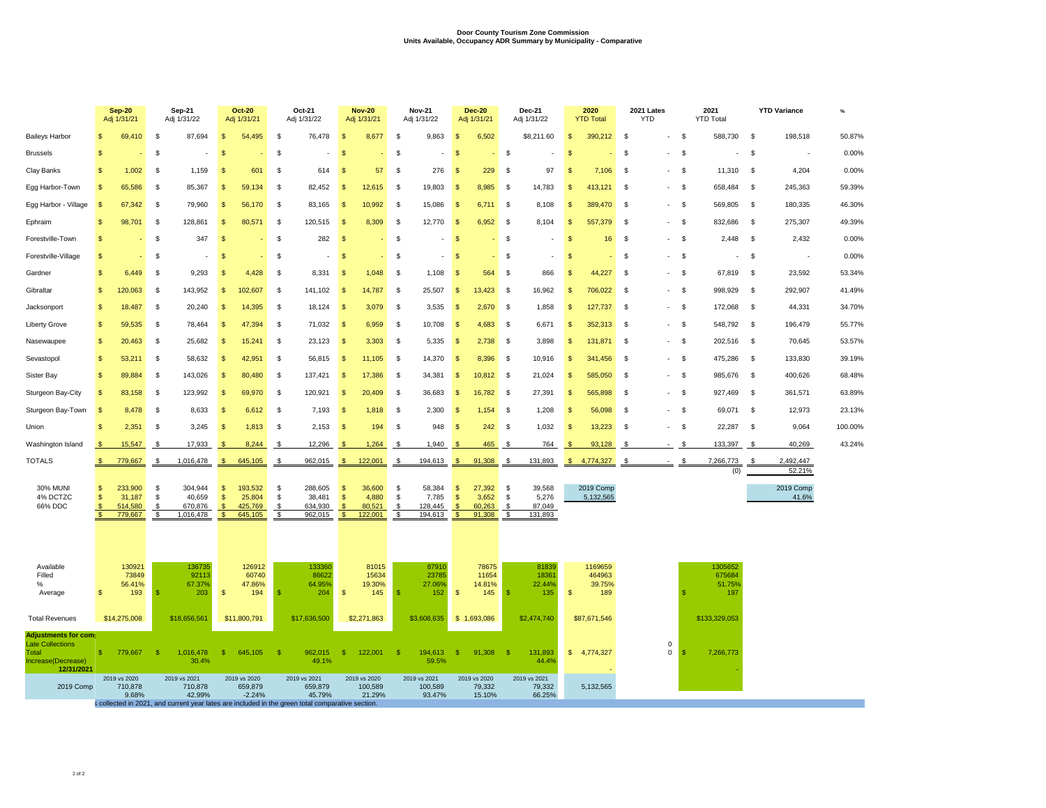**Door County Tourism Zone Commission**
**Units Available, Occupancy ADR Summary by Municipality - Comparative**

| | Sep-20 Adj 1/31/21 | Sep-21 Adj 1/31/22 | Oct-20 Adj 1/31/21 | Oct-21 Adj 1/31/22 | Nov-20 Adj 1/31/21 | Nov-21 Adj 1/31/22 | Dec-20 Adj 1/31/21 | Dec-21 Adj 1/31/22 | 2020 YTD Total | 2021 Lates YTD | 2021 YTD Total | YTD Variance | % |
|---|---|---|---|---|---|---|---|---|---|---|---|---|---|
| Baileys Harbor | $ 69,410 | $ 87,694 | $ 54,495 | $ 76,478 | $ 8,677 | $ 9,863 | $ 6,502 | $8,211.60 | $ 390,212 | $ - | $ 588,730 | $ 198,518 | 50.87% |
| Brussels | $ - | $ - | $ - | $ - | $ - | $ - | $ - | $ - | $ - | $ - | $ - | $ - | 0.00% |
| Clay Banks | $ 1,002 | $ 1,159 | $ 601 | $ 614 | $ 57 | $ 276 | $ 229 | $ 97 | $ 7,106 | $ - | $ 11,310 | $ 4,204 | 0.00% |
| Egg Harbor-Town | $ 65,586 | $ 85,367 | $ 59,134 | $ 82,452 | $ 12,615 | $ 19,803 | $ 8,985 | $ 14,783 | $ 413,121 | $ - | $ 658,484 | $ 245,363 | 59.39% |
| Egg Harbor - Village | $ 67,342 | $ 79,960 | $ 56,170 | $ 83,165 | $ 10,992 | $ 15,086 | $ 6,711 | $ 8,108 | $ 389,470 | $ - | $ 569,805 | $ 180,335 | 46.30% |
| Ephraim | $ 98,701 | $ 128,861 | $ 80,571 | $ 120,515 | $ 8,309 | $ 12,770 | $ 6,952 | $ 8,104 | $ 557,379 | $ - | $ 832,686 | $ 275,307 | 49.39% |
| Forestville-Town | $ - | $ 347 | $ - | $ 282 | $ - | $ - | $ - | $ - | $ 16 | $ - | $ 2,448 | $ 2,432 | 0.00% |
| Forestville-Village | $ - | $ - | $ - | $ - | $ - | $ - | $ - | $ - | $ - | $ - | $ - | $ - | 0.00% |
| Gardner | $ 6,449 | $ 9,293 | $ 4,428 | $ 8,331 | $ 1,048 | $ 1,108 | $ 564 | $ 866 | $ 44,227 | $ - | $ 67,819 | $ 23,592 | 53.34% |
| Gibraltar | $ 120,063 | $ 143,952 | $ 102,607 | $ 141,102 | $ 14,787 | $ 25,507 | $ 13,423 | $ 16,962 | $ 706,022 | $ - | $ 998,929 | $ 292,907 | 41.49% |
| Jacksonport | $ 18,487 | $ 20,240 | $ 14,395 | $ 18,124 | $ 3,079 | $ 3,535 | $ 2,670 | $ 1,858 | $ 127,737 | $ - | $ 172,068 | $ 44,331 | 34.70% |
| Liberty Grove | $ 59,535 | $ 78,464 | $ 47,394 | $ 71,032 | $ 6,959 | $ 10,708 | $ 4,683 | $ 6,671 | $ 352,313 | $ - | $ 548,792 | $ 196,479 | 55.77% |
| Nasewaupee | $ 20,463 | $ 25,682 | $ 15,241 | $ 23,123 | $ 3,303 | $ 5,335 | $ 2,738 | $ 3,898 | $ 131,871 | $ - | $ 202,516 | $ 70,645 | 53.57% |
| Sevastopol | $ 53,211 | $ 58,632 | $ 42,951 | $ 56,815 | $ 11,105 | $ 14,370 | $ 8,396 | $ 10,916 | $ 341,456 | $ - | $ 475,286 | $ 133,830 | 39.19% |
| Sister Bay | $ 89,884 | $ 143,026 | $ 80,480 | $ 137,421 | $ 17,386 | $ 34,381 | $ 10,812 | $ 21,024 | $ 585,050 | $ - | $ 985,676 | $ 400,626 | 68.48% |
| Sturgeon Bay-City | $ 83,158 | $ 123,992 | $ 69,970 | $ 120,921 | $ 20,409 | $ 36,683 | $ 16,782 | $ 27,391 | $ 565,898 | $ - | $ 927,469 | $ 361,571 | 63.89% |
| Sturgeon Bay-Town | $ 8,478 | $ 8,633 | $ 6,612 | $ 7,193 | $ 1,818 | $ 2,300 | $ 1,154 | $ 1,208 | $ 56,098 | $ - | $ 69,071 | $ 12,973 | 23.13% |
| Union | $ 2,351 | $ 3,245 | $ 1,813 | $ 2,153 | $ 194 | $ 948 | $ 242 | $ 1,032 | $ 13,223 | $ - | $ 22,287 | $ 9,064 | 100.00% |
| Washington Island | $ 15,547 | $ 17,933 | $ 8,244 | $ 12,296 | $ 1,264 | $ 1,940 | $ 465 | $ 764 | $ 93,128 | $ - | $ 133,397 | $ 40,269 | 43.24% |
| TOTALS | $ 779,667 | $ 1,016,478 | $ 645,105 | $ 962,015 | $ 122,001 | $ 194,613 | $ 91,308 | $ 131,893 | $ 4,774,327 | $ - | $ 7,266,773 | $ 2,492,447 | |
| | | | | | | | | | | | (0) | 52.21% | |
| 30% MUNI | $ 233,900 | $ 304,944 | $ 193,532 | $ 288,605 | $ 36,600 | $ 58,384 | $ 27,392 | $ 39,568 | 2019 Comp | | | 2019 Comp | |
| 4% DCTZC | $ 31,187 | $ 40,659 | $ 25,804 | $ 38,481 | $ 4,880 | $ 7,785 | $ 3,652 | $ 5,276 | 5,132,565 | | | 41.6% | |
| 66% DDC | $ 514,580 | $ 670,876 | $ 425,769 | $ 634,930 | $ 80,521 | $ 128,445 | $ 60,263 | $ 87,049 | | | | | |
| | $ 779,667 | $ 1,016,478 | $ 645,105 | $ 962,015 | $ 122,001 | $ 194,613 | $ 91,308 | $ 131,893 | | | | | |
| Available | 130921 | 136735 | 126912 | 133360 | 81015 | 87910 | 78675 | 81839 | 1169659 | | 1305652 | | |
| Filled | 73849 | 92113 | 60740 | 86622 | 15634 | 23785 | 11654 | 18361 | 464963 | | 675684 | | |
| % | 56.41% | 67.37% | 47.86% | 64.95% | 19.30% | 27.06% | 14.81% | 22.44% | 39.75% | | 51.75% | | |
| Average | $ 193 | $ 203 | $ 194 | $ 204 | $ 145 | $ 152 | $ 145 | $ 135 | $ 189 | | $ 197 | | |
| Total Revenues | $14,275,008 | $18,656,561 | $11,800,791 | $17,636,500 | $2,271,863 | $3,608,635 | $ 1,693,086 | $2,474,740 | $87,671,546 | | $133,329,053 | | |
| Adjustments for com | | | | | | | | | | | | | |
| Late Collections | | | | | | | | | | 0 | | | |
| Total | $ 779,667 | $ 1,016,478 | $ 645,105 | $ 962,015 | $ 122,001 | $ 194,613 | $ 91,308 | $ 131,893 | $ 4,774,327 | 0 | $ 7,266,773 | | |
| Increase(Decrease) | | 30.4% | | 49.1% | | 59.5% | | 44.4% | - | | - | | |
| 12/31/2021 | | | | | | | | | | | | | |
| | 2019 vs 2020 | 2019 vs 2021 | 2019 vs 2020 | 2019 vs 2021 | 2019 vs 2020 | 2019 vs 2021 | 2019 vs 2020 | 2019 vs 2021 | | | | | |
| 2019 Comp | 710,878 | 710,878 | 659,879 | 659,879 | 100,589 | 100,589 | 79,332 | 79,332 | 5,132,565 | | | | |
| | 9.68% | 42.99% | -2.24% | 45.79% | 21.29% | 93.47% | 15.10% | 66.25% | | | | | |

s collected in 2021, and current year lates are included in the green total comparative section.